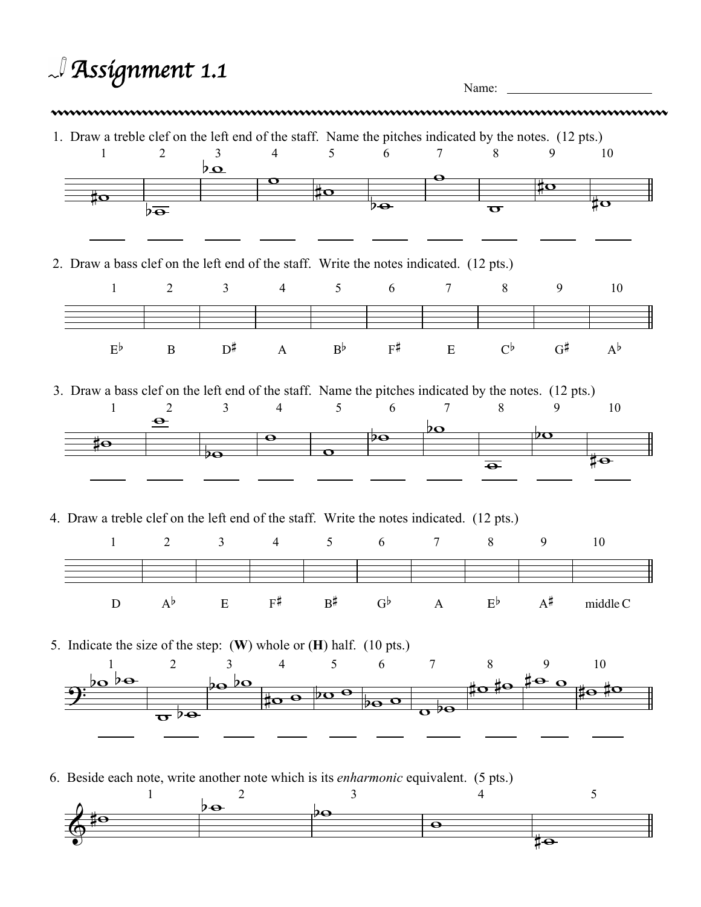# Assignment 1.1

Name: ______________________

1. Draw a treble clef on the left end of the staff. Name the pitches indicated by the notes. (12 pts.)

1 2 3 4 5 6 7 8 9 10

_____ _____ _____ _____ _____ _____ _____ _____ _____ _____

2. Draw a bass clef on the left end of the staff. Write the notes indicated. (12 pts.)

| 1 | 2 | 3 | 4 | 5 | 6 | 7 | 8 | 9 | 10 |
|---|---|---|---|---|---|---|---|---|---|
| E♭ | B | D♯ | A | B♭ | F♯ | E | C♭ | G♯ | A♭ |

3. Draw a bass clef on the left end of the staff. Name the pitches indicated by the notes. (12 pts.)

1 2 3 4 5 6 7 8 9 10

_____ _____ _____ _____ _____ _____ _____ _____ _____ _____

4. Draw a treble clef on the left end of the staff. Write the notes indicated. (12 pts.)

| 1 | 2 | 3 | 4 | 5 | 6 | 7 | 8 | 9 | 10 |
|---|---|---|---|---|---|---|---|---|---|
| D | A♭ | E | F♯ | B♯ | G♭ | A | E♭ | A♯ | middle C |

5. Indicate the size of the step: (**W**) whole or (**H**) half. (10 pts.)

1 2 3 4 5 6 7 8 9 10

_____ _____ _____ _____ _____ _____ _____ _____ _____ _____

6. Beside each note, write another note which is its *enharmonic* equivalent. (5 pts.)

1 2 3 4 5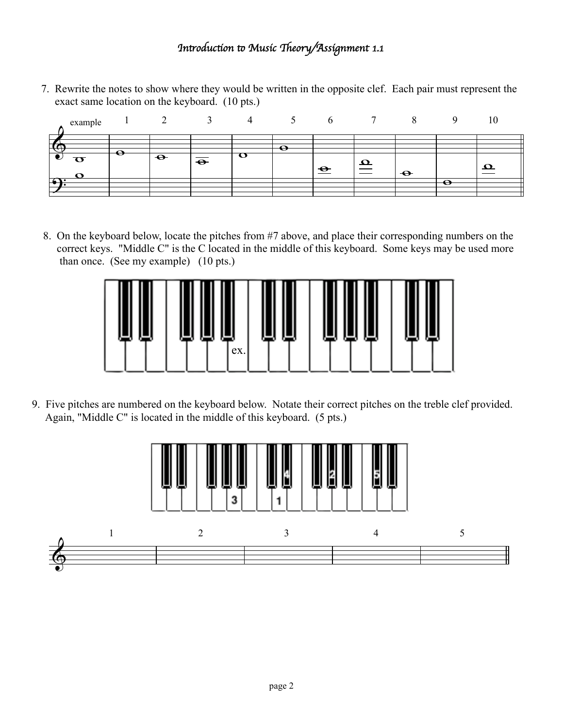*Introduction to Music Theory/Assignment 1.1*

7. Rewrite the notes to show where they would be written in the opposite clef. Each pair must represent the exact same location on the keyboard. (10 pts.)

example 1 2 3 4 5 6 7 8 9 10

8. On the keyboard below, locate the pitches from #7 above, and place their corresponding numbers on the correct keys. "Middle C" is the C located in the middle of this keyboard. Some keys may be used more than once. (See my example) (10 pts.)

ex.

9. Five pitches are numbered on the keyboard below. Notate their correct pitches on the treble clef provided. Again, "Middle C" is located in the middle of this keyboard. (5 pts.)

3 1 4 2 5

1 2 3 4 5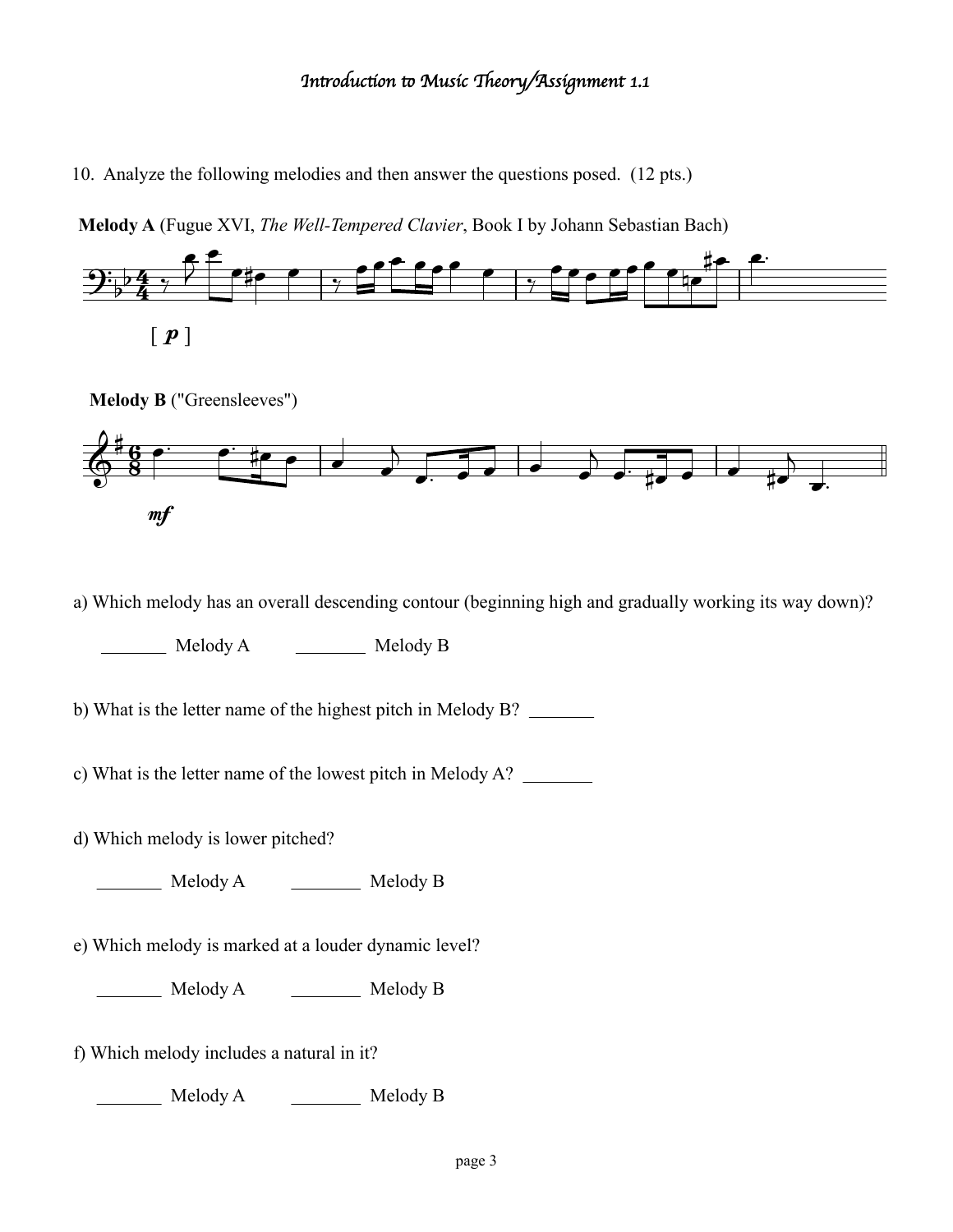10. Analyze the following melodies and then answer the questions posed. (12 pts.)

**Melody A** (Fugue XVI, *The Well-Tempered Clavier*, Book I by Johann Sebastian Bach)

**Melody B** ("Greensleeves")

a) Which melody has an overall descending contour (beginning high and gradually working its way down)?

_______ Melody A _______ Melody B

b) What is the letter name of the highest pitch in Melody B? _______

c) What is the letter name of the lowest pitch in Melody A? _______

d) Which melody is lower pitched?

_______ Melody A _______ Melody B

e) Which melody is marked at a louder dynamic level?

_______ Melody A _______ Melody B

f) Which melody includes a natural in it?

_______ Melody A _______ Melody B